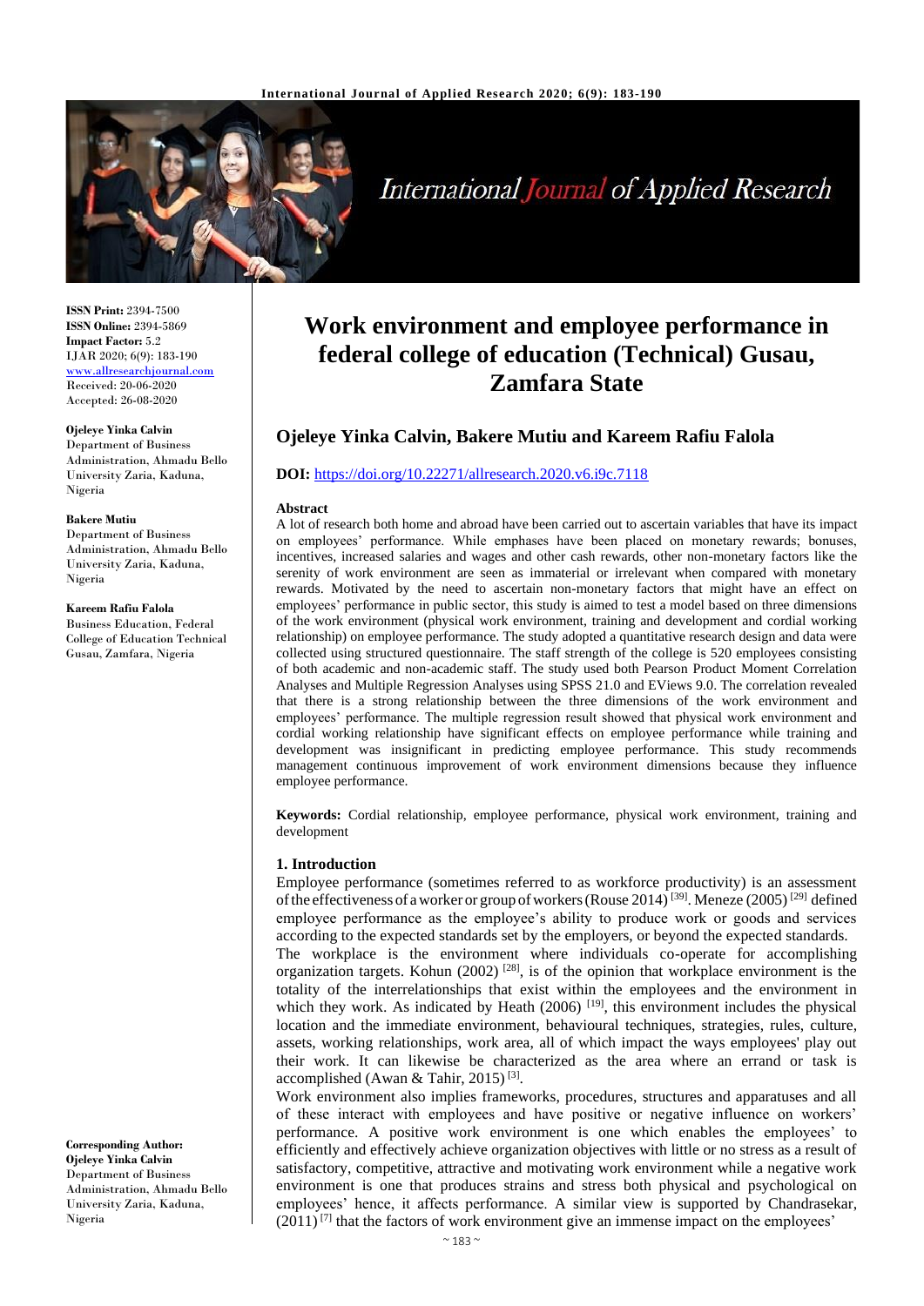ISSN Print: 2394-7500
ISSN Online: 2394-5869
Impact Factor: 5.2
IJAR 2020; 6(9): 183-190
www.allresearchjournal.com
Received: 20-06-2020
Accepted: 26-08-2020

**Ojeleye Yinka Calvin**
Department of Business Administration, Ahmadu Bello University Zaria, Kaduna, Nigeria

**Bakere Mutiu**
Department of Business Administration, Ahmadu Bello University Zaria, Kaduna, Nigeria

**Kareem Rafiu Falola**
Business Education, Federal College of Education Technical Gusau, Zamfara, Nigeria

**Corresponding Author:**
**Ojeleye Yinka Calvin**
Department of Business Administration, Ahmadu Bello University Zaria, Kaduna, Nigeria

# Work environment and employee performance in federal college of education (Technical) Gusau, Zamfara State

## Ojeleye Yinka Calvin, Bakere Mutiu and Kareem Rafiu Falola

**DOI:** https://doi.org/10.22271/allresearch.2020.v6.i9c.7118

### Abstract

A lot of research both home and abroad have been carried out to ascertain variables that have its impact on employees' performance. While emphases have been placed on monetary rewards; bonuses, incentives, increased salaries and wages and other cash rewards, other non-monetary factors like the serenity of work environment are seen as immaterial or irrelevant when compared with monetary rewards. Motivated by the need to ascertain non-monetary factors that might have an effect on employees' performance in public sector, this study is aimed to test a model based on three dimensions of the work environment (physical work environment, training and development and cordial working relationship) on employee performance. The study adopted a quantitative research design and data were collected using structured questionnaire. The staff strength of the college is 520 employees consisting of both academic and non-academic staff. The study used both Pearson Product Moment Correlation Analyses and Multiple Regression Analyses using SPSS 21.0 and EViews 9.0. The correlation revealed that there is a strong relationship between the three dimensions of the work environment and employees' performance. The multiple regression result showed that physical work environment and cordial working relationship have significant effects on employee performance while training and development was insignificant in predicting employee performance. This study recommends management continuous improvement of work environment dimensions because they influence employee performance.

**Keywords:** Cordial relationship, employee performance, physical work environment, training and development

### 1. Introduction

Employee performance (sometimes referred to as workforce productivity) is an assessment of the effectiveness of a worker or group of workers (Rouse 2014) [39]. Meneze (2005) [29] defined employee performance as the employee's ability to produce work or goods and services according to the expected standards set by the employers, or beyond the expected standards.

The workplace is the environment where individuals co-operate for accomplishing organization targets. Kohun (2002) [28], is of the opinion that workplace environment is the totality of the interrelationships that exist within the employees and the environment in which they work. As indicated by Heath (2006) [19], this environment includes the physical location and the immediate environment, behavioural techniques, strategies, rules, culture, assets, working relationships, work area, all of which impact the ways employees' play out their work. It can likewise be characterized as the area where an errand or task is accomplished (Awan & Tahir, 2015) [3].

Work environment also implies frameworks, procedures, structures and apparatuses and all of these interact with employees and have positive or negative influence on workers' performance. A positive work environment is one which enables the employees' to efficiently and effectively achieve organization objectives with little or no stress as a result of satisfactory, competitive, attractive and motivating work environment while a negative work environment is one that produces strains and stress both physical and psychological on employees' hence, it affects performance. A similar view is supported by Chandrasekar, (2011) [7] that the factors of work environment give an immense impact on the employees'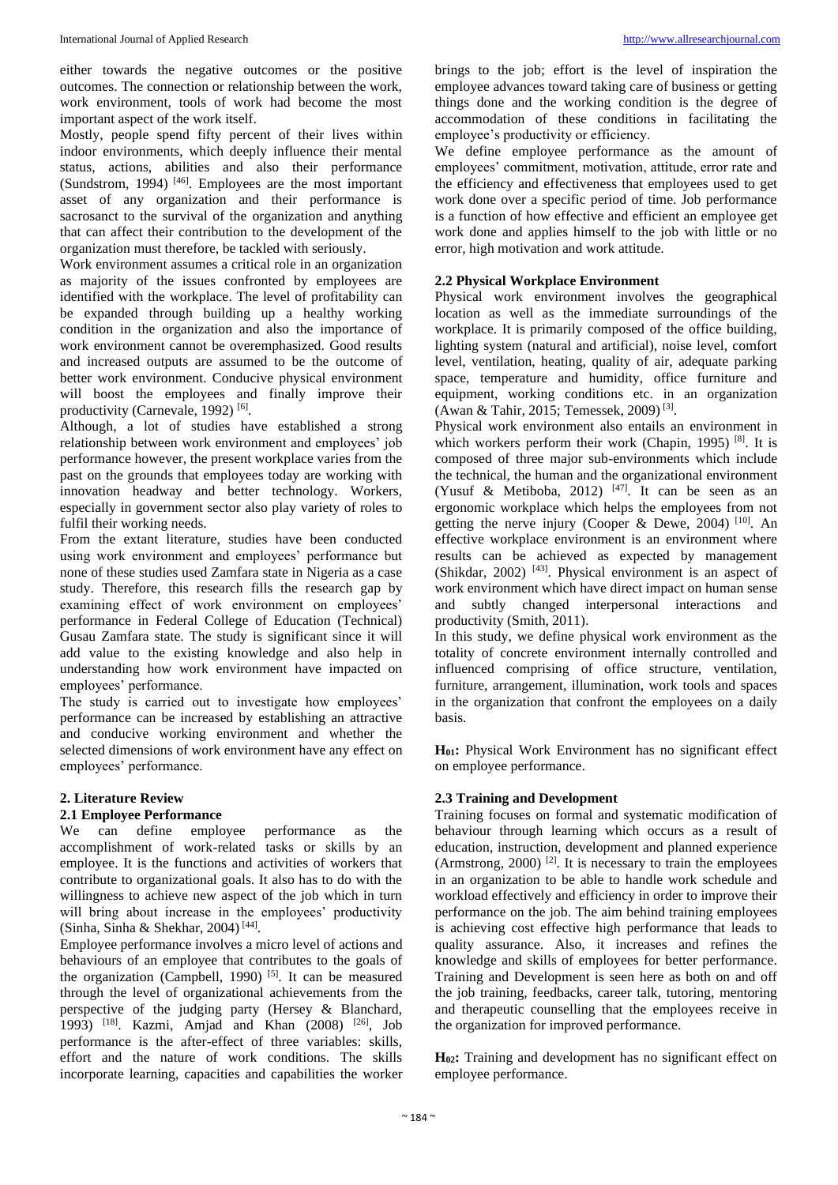either towards the negative outcomes or the positive outcomes. The connection or relationship between the work, work environment, tools of work had become the most important aspect of the work itself.

Mostly, people spend fifty percent of their lives within indoor environments, which deeply influence their mental status, actions, abilities and also their performance (Sundstrom, 1994) [46]. Employees are the most important asset of any organization and their performance is sacrosanct to the survival of the organization and anything that can affect their contribution to the development of the organization must therefore, be tackled with seriously.

Work environment assumes a critical role in an organization as majority of the issues confronted by employees are identified with the workplace. The level of profitability can be expanded through building up a healthy working condition in the organization and also the importance of work environment cannot be overemphasized. Good results and increased outputs are assumed to be the outcome of better work environment. Conducive physical environment will boost the employees and finally improve their productivity (Carnevale, 1992) [6].

Although, a lot of studies have established a strong relationship between work environment and employees' job performance however, the present workplace varies from the past on the grounds that employees today are working with innovation headway and better technology. Workers, especially in government sector also play variety of roles to fulfil their working needs.

From the extant literature, studies have been conducted using work environment and employees' performance but none of these studies used Zamfara state in Nigeria as a case study. Therefore, this research fills the research gap by examining effect of work environment on employees' performance in Federal College of Education (Technical) Gusau Zamfara state. The study is significant since it will add value to the existing knowledge and also help in understanding how work environment have impacted on employees' performance.

The study is carried out to investigate how employees' performance can be increased by establishing an attractive and conducive working environment and whether the selected dimensions of work environment have any effect on employees' performance.

## 2. Literature Review

### 2.1 Employee Performance

We can define employee performance as the accomplishment of work-related tasks or skills by an employee. It is the functions and activities of workers that contribute to organizational goals. It also has to do with the willingness to achieve new aspect of the job which in turn will bring about increase in the employees' productivity (Sinha, Sinha & Shekhar, 2004) [44].

Employee performance involves a micro level of actions and behaviours of an employee that contributes to the goals of the organization (Campbell, 1990) [5]. It can be measured through the level of organizational achievements from the perspective of the judging party (Hersey & Blanchard, 1993) [18]. Kazmi, Amjad and Khan (2008) [26], Job performance is the after-effect of three variables: skills, effort and the nature of work conditions. The skills incorporate learning, capacities and capabilities the worker brings to the job; effort is the level of inspiration the employee advances toward taking care of business or getting things done and the working condition is the degree of accommodation of these conditions in facilitating the employee's productivity or efficiency.

We define employee performance as the amount of employees' commitment, motivation, attitude, error rate and the efficiency and effectiveness that employees used to get work done over a specific period of time. Job performance is a function of how effective and efficient an employee get work done and applies himself to the job with little or no error, high motivation and work attitude.

### 2.2 Physical Workplace Environment

Physical work environment involves the geographical location as well as the immediate surroundings of the workplace. It is primarily composed of the office building, lighting system (natural and artificial), noise level, comfort level, ventilation, heating, quality of air, adequate parking space, temperature and humidity, office furniture and equipment, working conditions etc. in an organization (Awan & Tahir, 2015; Temessek, 2009) [3].

Physical work environment also entails an environment in which workers perform their work (Chapin, 1995) [8]. It is composed of three major sub-environments which include the technical, the human and the organizational environment (Yusuf & Metiboba, 2012) [47]. It can be seen as an ergonomic workplace which helps the employees from not getting the nerve injury (Cooper & Dewe, 2004) [10]. An effective workplace environment is an environment where results can be achieved as expected by management (Shikdar, 2002) [43]. Physical environment is an aspect of work environment which have direct impact on human sense and subtly changed interpersonal interactions and productivity (Smith, 2011).

In this study, we define physical work environment as the totality of concrete environment internally controlled and influenced comprising of office structure, ventilation, furniture, arrangement, illumination, work tools and spaces in the organization that confront the employees on a daily basis.

**$H_{01}$:** Physical Work Environment has no significant effect on employee performance.

### 2.3 Training and Development

Training focuses on formal and systematic modification of behaviour through learning which occurs as a result of education, instruction, development and planned experience (Armstrong, 2000) [2]. It is necessary to train the employees in an organization to be able to handle work schedule and workload effectively and efficiency in order to improve their performance on the job. The aim behind training employees is achieving cost effective high performance that leads to quality assurance. Also, it increases and refines the knowledge and skills of employees for better performance. Training and Development is seen here as both on and off the job training, feedbacks, career talk, tutoring, mentoring and therapeutic counselling that the employees receive in the organization for improved performance.

**$H_{02}$:** Training and development has no significant effect on employee performance.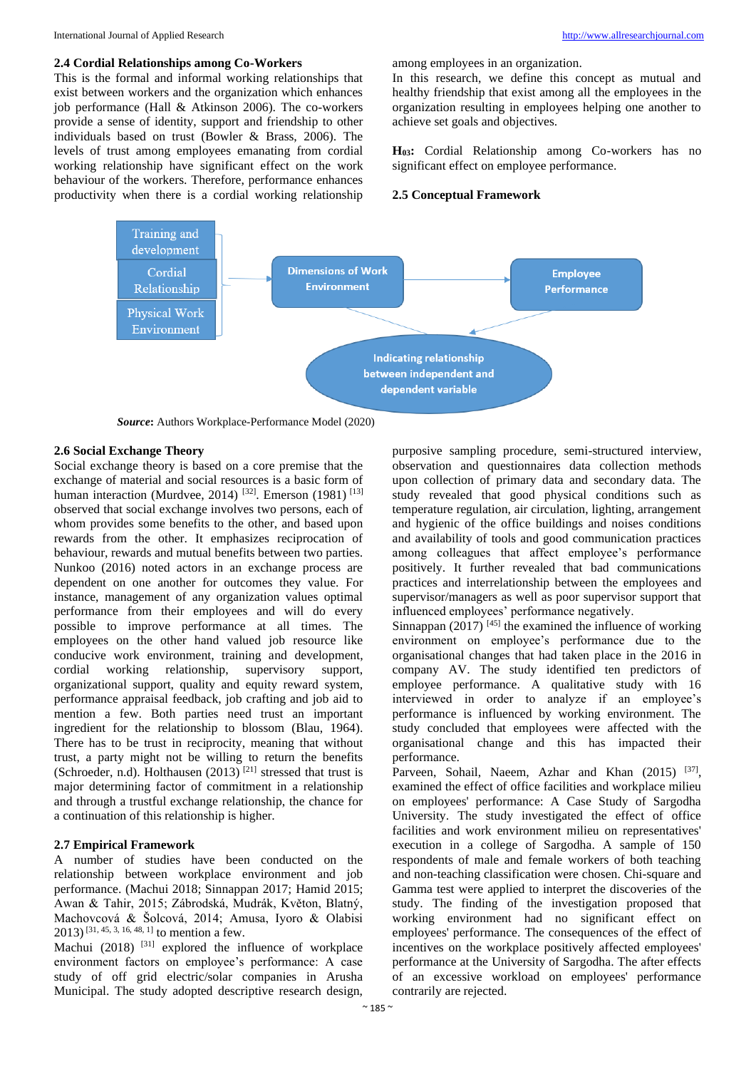### 2.4 Cordial Relationships among Co-Workers

This is the formal and informal working relationships that exist between workers and the organization which enhances job performance (Hall & Atkinson 2006). The co-workers provide a sense of identity, support and friendship to other individuals based on trust (Bowler & Brass, 2006). The levels of trust among employees emanating from cordial working relationship have significant effect on the work behaviour of the workers. Therefore, performance enhances productivity when there is a cordial working relationship among employees in an organization.

In this research, we define this concept as mutual and healthy friendship that exist among all the employees in the organization resulting in employees helping one another to achieve set goals and objectives.

**H03:** Cordial Relationship among Co-workers has no significant effect on employee performance.

### 2.5 Conceptual Framework

Training and development
Cordial Relationship
Physical Work Environment

Dimensions of Work Environment → Employee Performance

Indicating relationship between independent and dependent variable

***Source*:** Authors Workplace-Performance Model (2020)

### 2.6 Social Exchange Theory

Social exchange theory is based on a core premise that the exchange of material and social resources is a basic form of human interaction (Murdvee, 2014) [32]. Emerson (1981) [13] observed that social exchange involves two persons, each of whom provides some benefits to the other, and based upon rewards from the other. It emphasizes reciprocation of behaviour, rewards and mutual benefits between two parties. Nunkoo (2016) noted actors in an exchange process are dependent on one another for outcomes they value. For instance, management of any organization values optimal performance from their employees and will do every possible to improve performance at all times. The employees on the other hand valued job resource like conducive work environment, training and development, cordial working relationship, supervisory support, organizational support, quality and equity reward system, performance appraisal feedback, job crafting and job aid to mention a few. Both parties need trust an important ingredient for the relationship to blossom (Blau, 1964). There has to be trust in reciprocity, meaning that without trust, a party might not be willing to return the benefits (Schroeder, n.d). Holthausen (2013) [21] stressed that trust is major determining factor of commitment in a relationship and through a trustful exchange relationship, the chance for a continuation of this relationship is higher.

### 2.7 Empirical Framework

A number of studies have been conducted on the relationship between workplace environment and job performance. (Machui 2018; Sinnappan 2017; Hamid 2015; Awan & Tahir, 2015; Zábrodská, Mudrák, Květon, Blatný, Machovcová & Šolcová, 2014; Amusa, Iyoro & Olabisi 2013) [31, 45, 3, 16, 48, 1] to mention a few.

Machui (2018) [31] explored the influence of workplace environment factors on employee's performance: A case study of off grid electric/solar companies in Arusha Municipal. The study adopted descriptive research design, purposive sampling procedure, semi-structured interview, observation and questionnaires data collection methods upon collection of primary data and secondary data. The study revealed that good physical conditions such as temperature regulation, air circulation, lighting, arrangement and hygienic of the office buildings and noises conditions and availability of tools and good communication practices among colleagues that affect employee's performance positively. It further revealed that bad communications practices and interrelationship between the employees and supervisor/managers as well as poor supervisor support that influenced employees' performance negatively.

Sinnappan (2017) [45] the examined the influence of working environment on employee's performance due to the organisational changes that had taken place in the 2016 in company AV. The study identified ten predictors of employee performance. A qualitative study with 16 interviewed in order to analyze if an employee's performance is influenced by working environment. The study concluded that employees were affected with the organisational change and this has impacted their performance.

Parveen, Sohail, Naeem, Azhar and Khan (2015) [37], examined the effect of office facilities and workplace milieu on employees' performance: A Case Study of Sargodha University. The study investigated the effect of office facilities and work environment milieu on representatives' execution in a college of Sargodha. A sample of 150 respondents of male and female workers of both teaching and non-teaching classification were chosen. Chi-square and Gamma test were applied to interpret the discoveries of the study. The finding of the investigation proposed that working environment had no significant effect on employees' performance. The consequences of the effect of incentives on the workplace positively affected employees' performance at the University of Sargodha. The after effects of an excessive workload on employees' performance contrarily are rejected.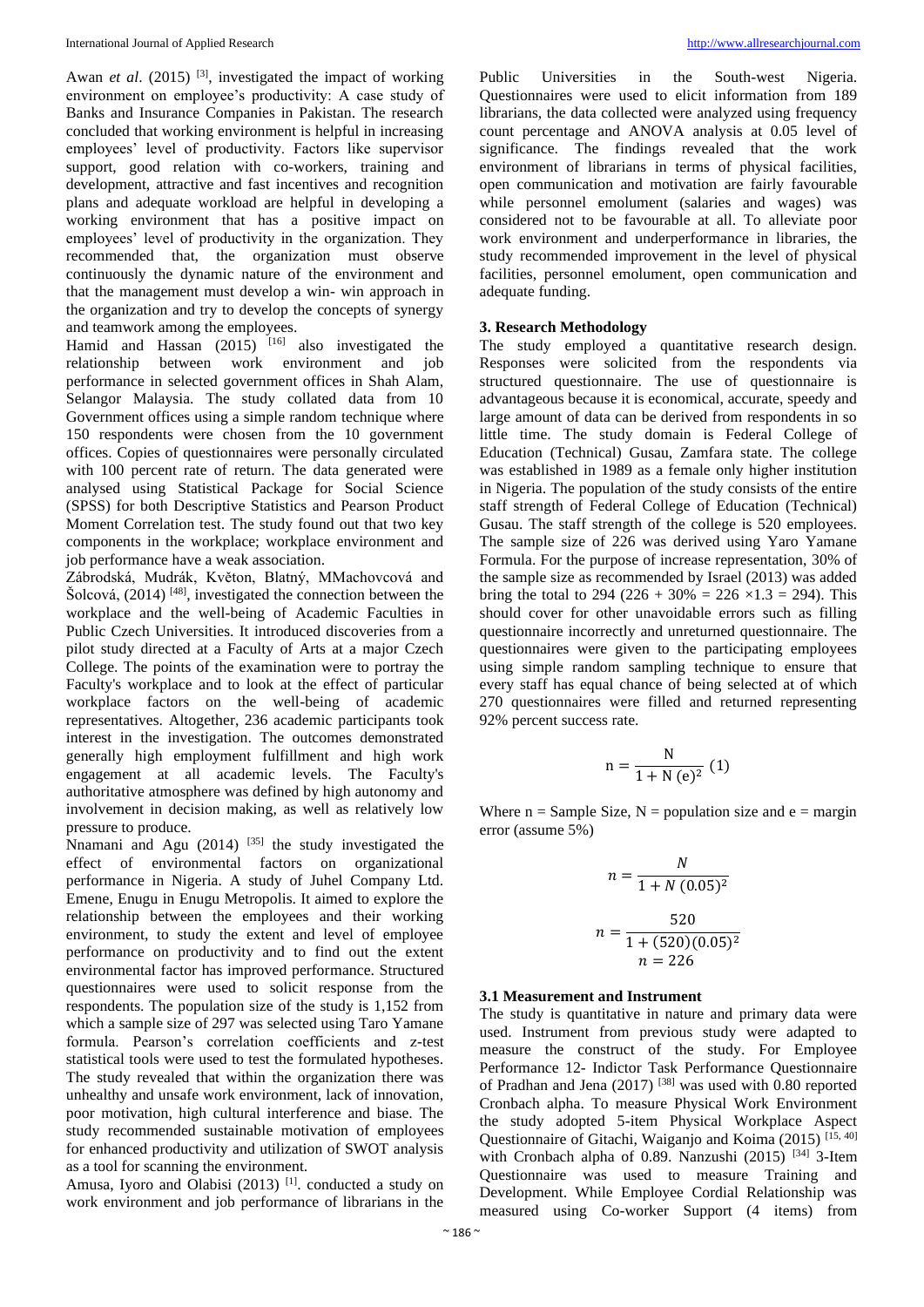Awan *et al*. (2015) [3], investigated the impact of working environment on employee's productivity: A case study of Banks and Insurance Companies in Pakistan. The research concluded that working environment is helpful in increasing employees' level of productivity. Factors like supervisor support, good relation with co-workers, training and development, attractive and fast incentives and recognition plans and adequate workload are helpful in developing a working environment that has a positive impact on employees' level of productivity in the organization. They recommended that, the organization must observe continuously the dynamic nature of the environment and that the management must develop a win- win approach in the organization and try to develop the concepts of synergy and teamwork among the employees.

Hamid and Hassan (2015) [16] also investigated the relationship between work environment and job performance in selected government offices in Shah Alam, Selangor Malaysia. The study collated data from 10 Government offices using a simple random technique where 150 respondents were chosen from the 10 government offices. Copies of questionnaires were personally circulated with 100 percent rate of return. The data generated were analysed using Statistical Package for Social Science (SPSS) for both Descriptive Statistics and Pearson Product Moment Correlation test. The study found out that two key components in the workplace; workplace environment and job performance have a weak association.

Zábrodská, Mudrák, Květon, Blatný, MMachovcová and Šolcová, (2014) [48], investigated the connection between the workplace and the well-being of Academic Faculties in Public Czech Universities. It introduced discoveries from a pilot study directed at a Faculty of Arts at a major Czech College. The points of the examination were to portray the Faculty's workplace and to look at the effect of particular workplace factors on the well-being of academic representatives. Altogether, 236 academic participants took interest in the investigation. The outcomes demonstrated generally high employment fulfillment and high work engagement at all academic levels. The Faculty's authoritative atmosphere was defined by high autonomy and involvement in decision making, as well as relatively low pressure to produce.

Nnamani and Agu (2014) [35] the study investigated the effect of environmental factors on organizational performance in Nigeria. A study of Juhel Company Ltd. Emene, Enugu in Enugu Metropolis. It aimed to explore the relationship between the employees and their working environment, to study the extent and level of employee performance on productivity and to find out the extent environmental factor has improved performance. Structured questionnaires were used to solicit response from the respondents. The population size of the study is 1,152 from which a sample size of 297 was selected using Taro Yamane formula. Pearson's correlation coefficients and z-test statistical tools were used to test the formulated hypotheses. The study revealed that within the organization there was unhealthy and unsafe work environment, lack of innovation, poor motivation, high cultural interference and biase. The study recommended sustainable motivation of employees for enhanced productivity and utilization of SWOT analysis as a tool for scanning the environment.

Amusa, Iyoro and Olabisi (2013) [1]. conducted a study on work environment and job performance of librarians in the Public Universities in the South-west Nigeria. Questionnaires were used to elicit information from 189 librarians, the data collected were analyzed using frequency count percentage and ANOVA analysis at 0.05 level of significance. The findings revealed that the work environment of librarians in terms of physical facilities, open communication and motivation are fairly favourable while personnel emolument (salaries and wages) was considered not to be favourable at all. To alleviate poor work environment and underperformance in libraries, the study recommended improvement in the level of physical facilities, personnel emolument, open communication and adequate funding.

## 3. Research Methodology

The study employed a quantitative research design. Responses were solicited from the respondents via structured questionnaire. The use of questionnaire is advantageous because it is economical, accurate, speedy and large amount of data can be derived from respondents in so little time. The study domain is Federal College of Education (Technical) Gusau, Zamfara state. The college was established in 1989 as a female only higher institution in Nigeria. The population of the study consists of the entire staff strength of Federal College of Education (Technical) Gusau. The staff strength of the college is 520 employees. The sample size of 226 was derived using Yaro Yamane Formula. For the purpose of increase representation, 30% of the sample size as recommended by Israel (2013) was added bring the total to 294 (226 + 30% = 226 ×1.3 = 294). This should cover for other unavoidable errors such as filling questionnaire incorrectly and unreturned questionnaire. The questionnaires were given to the participating employees using simple random sampling technique to ensure that every staff has equal chance of being selected at of which 270 questionnaires were filled and returned representing 92% percent success rate.

$$\mathrm{n} = \frac{\mathrm{N}}{1 + \mathrm{N}\,(\mathrm{e})^2} \quad (1)$$

Where n = Sample Size, N = population size and e = margin error (assume 5%)

$$n = \frac{N}{1 + N\,(0.05)^2}$$

$$n = \frac{520}{1 + (520)(0.05)^2}$$

$$n = 226$$

### 3.1 Measurement and Instrument

The study is quantitative in nature and primary data were used. Instrument from previous study were adapted to measure the construct of the study. For Employee Performance 12- Indictor Task Performance Questionnaire of Pradhan and Jena (2017) [38] was used with 0.80 reported Cronbach alpha. To measure Physical Work Environment the study adopted 5-item Physical Workplace Aspect Questionnaire of Gitachi, Waiganjo and Koima (2015) [15, 40] with Cronbach alpha of 0.89. Nanzushi (2015) [34] 3-Item Questionnaire was used to measure Training and Development. While Employee Cordial Relationship was measured using Co-worker Support (4 items) from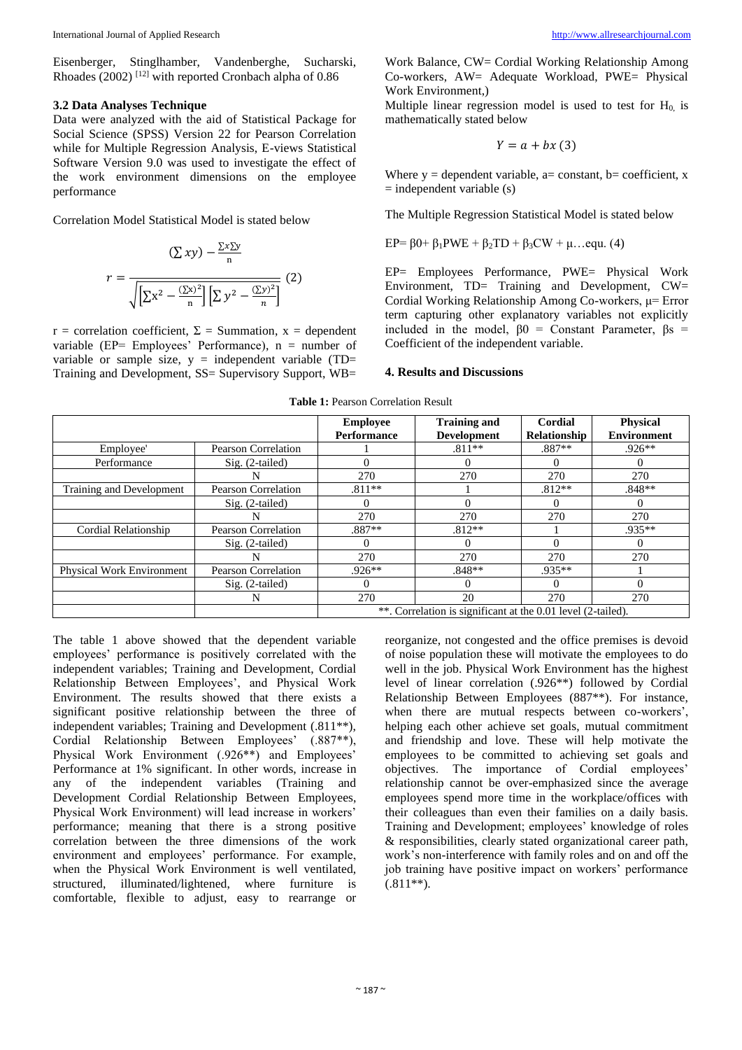Eisenberger, Stinglhamber, Vandenberghe, Sucharski, Rhoades (2002) [12] with reported Cronbach alpha of 0.86

### 3.2 Data Analyses Technique

Data were analyzed with the aid of Statistical Package for Social Science (SPSS) Version 22 for Pearson Correlation while for Multiple Regression Analysis, E-views Statistical Software Version 9.0 was used to investigate the effect of the work environment dimensions on the employee performance

Correlation Model Statistical Model is stated below

$$r = \frac{(\sum xy) - \frac{\sum x \sum y}{n}}{\sqrt{\left[\sum x^2 - \frac{(\sum x)^2}{n}\right]\left[\sum y^2 - \frac{(\sum y)^2}{n}\right]}} \quad (2)$$

r = correlation coefficient, Σ = Summation, x = dependent variable (EP= Employees' Performance), n = number of variable or sample size, y = independent variable (TD= Training and Development, SS= Supervisory Support, WB= Work Balance, CW= Cordial Working Relationship Among Co-workers, AW= Adequate Workload, PWE= Physical Work Environment,)

Multiple linear regression model is used to test for $H_0$, is mathematically stated below

$$Y = a + bx \quad (3)$$

Where y = dependent variable, a= constant, b= coefficient, x = independent variable (s)

The Multiple Regression Statistical Model is stated below

$EP = \beta 0 + \beta_1 PWE + \beta_2 TD + \beta_3 CW + \mu$…equ. (4)

EP= Employees Performance, PWE= Physical Work Environment, TD= Training and Development, CW= Cordial Working Relationship Among Co-workers, μ= Error term capturing other explanatory variables not explicitly included in the model, β0 = Constant Parameter, βs = Coefficient of the independent variable.

## 4. Results and Discussions

**Table 1:** Pearson Correlation Result

| | | Employee Performance | Training and Development | Cordial Relationship | Physical Environment |
|---|---|---|---|---|---|
| Employee' | Pearson Correlation | 1 | .811** | .887** | .926** |
| Performance | Sig. (2-tailed) | 0 | 0 | 0 | 0 |
| | N | 270 | 270 | 270 | 270 |
| Training and Development | Pearson Correlation | .811** | 1 | .812** | .848** |
| | Sig. (2-tailed) | 0 | 0 | 0 | 0 |
| | N | 270 | 270 | 270 | 270 |
| Cordial Relationship | Pearson Correlation | .887** | .812** | 1 | .935** |
| | Sig. (2-tailed) | 0 | 0 | 0 | 0 |
| | N | 270 | 270 | 270 | 270 |
| Physical Work Environment | Pearson Correlation | .926** | .848** | .935** | 1 |
| | Sig. (2-tailed) | 0 | 0 | 0 | 0 |
| | N | 270 | 20 | 270 | 270 |
| | | **. Correlation is significant at the 0.01 level (2-tailed). | | | |

The table 1 above showed that the dependent variable employees' performance is positively correlated with the independent variables; Training and Development, Cordial Relationship Between Employees', and Physical Work Environment. The results showed that there exists a significant positive relationship between the three of independent variables; Training and Development (.811**), Cordial Relationship Between Employees' (.887**), Physical Work Environment (.926**) and Employees' Performance at 1% significant. In other words, increase in any of the independent variables (Training and Development Cordial Relationship Between Employees, Physical Work Environment) will lead increase in workers' performance; meaning that there is a strong positive correlation between the three dimensions of the work environment and employees' performance. For example, when the Physical Work Environment is well ventilated, structured, illuminated/lightened, where furniture is comfortable, flexible to adjust, easy to rearrange or reorganize, not congested and the office premises is devoid of noise population these will motivate the employees to do well in the job. Physical Work Environment has the highest level of linear correlation (.926**) followed by Cordial Relationship Between Employees (887**). For instance, when there are mutual respects between co-workers', helping each other achieve set goals, mutual commitment and friendship and love. These will help motivate the employees to be committed to achieving set goals and objectives. The importance of Cordial employees' relationship cannot be over-emphasized since the average employees spend more time in the workplace/offices with their colleagues than even their families on a daily basis. Training and Development; employees' knowledge of roles & responsibilities, clearly stated organizational career path, work's non-interference with family roles and on and off the job training have positive impact on workers' performance (.811**).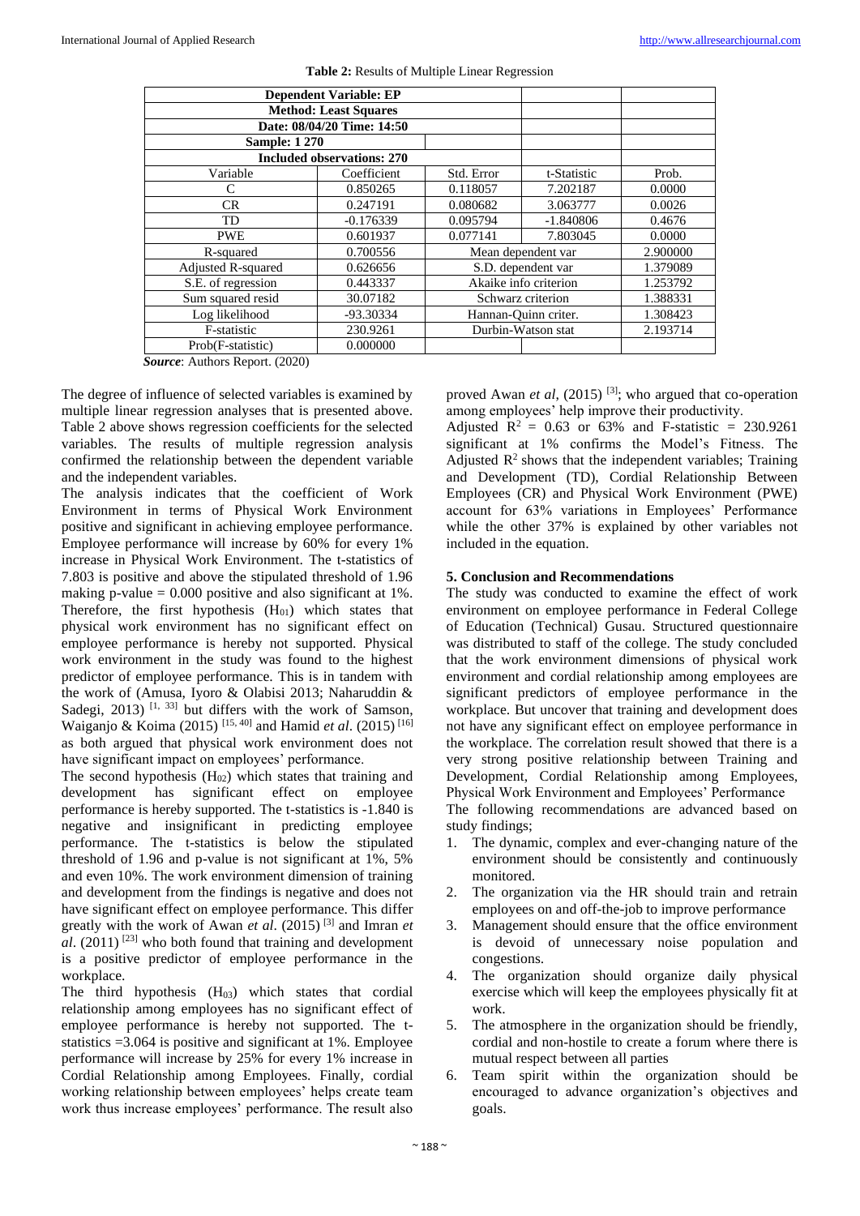**Table 2:** Results of Multiple Linear Regression

| Dependent Variable: EP | | | | |
|---|---|---|---|---|
| Method: Least Squares | | | | |
| Date: 08/04/20 Time: 14:50 | | | | |
| Sample: 1 270 | | | | |
| Included observations: 270 | | | | |
| Variable | Coefficient | Std. Error | t-Statistic | Prob. |
| C | 0.850265 | 0.118057 | 7.202187 | 0.0000 |
| CR | 0.247191 | 0.080682 | 3.063777 | 0.0026 |
| TD | -0.176339 | 0.095794 | -1.840806 | 0.4676 |
| PWE | 0.601937 | 0.077141 | 7.803045 | 0.0000 |
| R-squared | 0.700556 | Mean dependent var | | 2.900000 |
| Adjusted R-squared | 0.626656 | S.D. dependent var | | 1.379089 |
| S.E. of regression | 0.443337 | Akaike info criterion | | 1.253792 |
| Sum squared resid | 30.07182 | Schwarz criterion | | 1.388331 |
| Log likelihood | -93.30334 | Hannan-Quinn criter. | | 1.308423 |
| F-statistic | 230.9261 | Durbin-Watson stat | | 2.193714 |
| Prob(F-statistic) | 0.000000 | | | |

***Source***: Authors Report. (2020)

The degree of influence of selected variables is examined by multiple linear regression analyses that is presented above. Table 2 above shows regression coefficients for the selected variables. The results of multiple regression analysis confirmed the relationship between the dependent variable and the independent variables.

The analysis indicates that the coefficient of Work Environment in terms of Physical Work Environment positive and significant in achieving employee performance. Employee performance will increase by 60% for every 1% increase in Physical Work Environment. The t-statistics of 7.803 is positive and above the stipulated threshold of 1.96 making p-value = 0.000 positive and also significant at 1%. Therefore, the first hypothesis ($H_{01}$) which states that physical work environment has no significant effect on employee performance is hereby not supported. Physical work environment in the study was found to the highest predictor of employee performance. This is in tandem with the work of (Amusa, Iyoro & Olabisi 2013; Naharuddin & Sadegi, 2013) [1, 33] but differs with the work of Samson, Waiganjo & Koima (2015) [15, 40] and Hamid *et al*. (2015) [16] as both argued that physical work environment does not have significant impact on employees' performance.

The second hypothesis ($H_{02}$) which states that training and development has significant effect on employee performance is hereby supported. The t-statistics is -1.840 is negative and insignificant in predicting employee performance. The t-statistics is below the stipulated threshold of 1.96 and p-value is not significant at 1%, 5% and even 10%. The work environment dimension of training and development from the findings is negative and does not have significant effect on employee performance. This differ greatly with the work of Awan *et al*. (2015) [3] and Imran *et al*. (2011) [23] who both found that training and development is a positive predictor of employee performance in the workplace.

The third hypothesis ($H_{03}$) which states that cordial relationship among employees has no significant effect of employee performance is hereby not supported. The t-statistics =3.064 is positive and significant at 1%. Employee performance will increase by 25% for every 1% increase in Cordial Relationship among Employees. Finally, cordial working relationship between employees' helps create team work thus increase employees' performance. The result also proved Awan *et al*, (2015) [3]; who argued that co-operation among employees' help improve their productivity.

Adjusted $R^2$ = 0.63 or 63% and F-statistic = 230.9261 significant at 1% confirms the Model's Fitness. The Adjusted $R^2$ shows that the independent variables; Training and Development (TD), Cordial Relationship Between Employees (CR) and Physical Work Environment (PWE) account for 63% variations in Employees' Performance while the other 37% is explained by other variables not included in the equation.

### 5. Conclusion and Recommendations

The study was conducted to examine the effect of work environment on employee performance in Federal College of Education (Technical) Gusau. Structured questionnaire was distributed to staff of the college. The study concluded that the work environment dimensions of physical work environment and cordial relationship among employees are significant predictors of employee performance in the workplace. But uncover that training and development does not have any significant effect on employee performance in the workplace. The correlation result showed that there is a very strong positive relationship between Training and Development, Cordial Relationship among Employees, Physical Work Environment and Employees' Performance

The following recommendations are advanced based on study findings;

1. The dynamic, complex and ever-changing nature of the environment should be consistently and continuously monitored.
2. The organization via the HR should train and retrain employees on and off-the-job to improve performance
3. Management should ensure that the office environment is devoid of unnecessary noise population and congestions.
4. The organization should organize daily physical exercise which will keep the employees physically fit at work.
5. The atmosphere in the organization should be friendly, cordial and non-hostile to create a forum where there is mutual respect between all parties
6. Team spirit within the organization should be encouraged to advance organization's objectives and goals.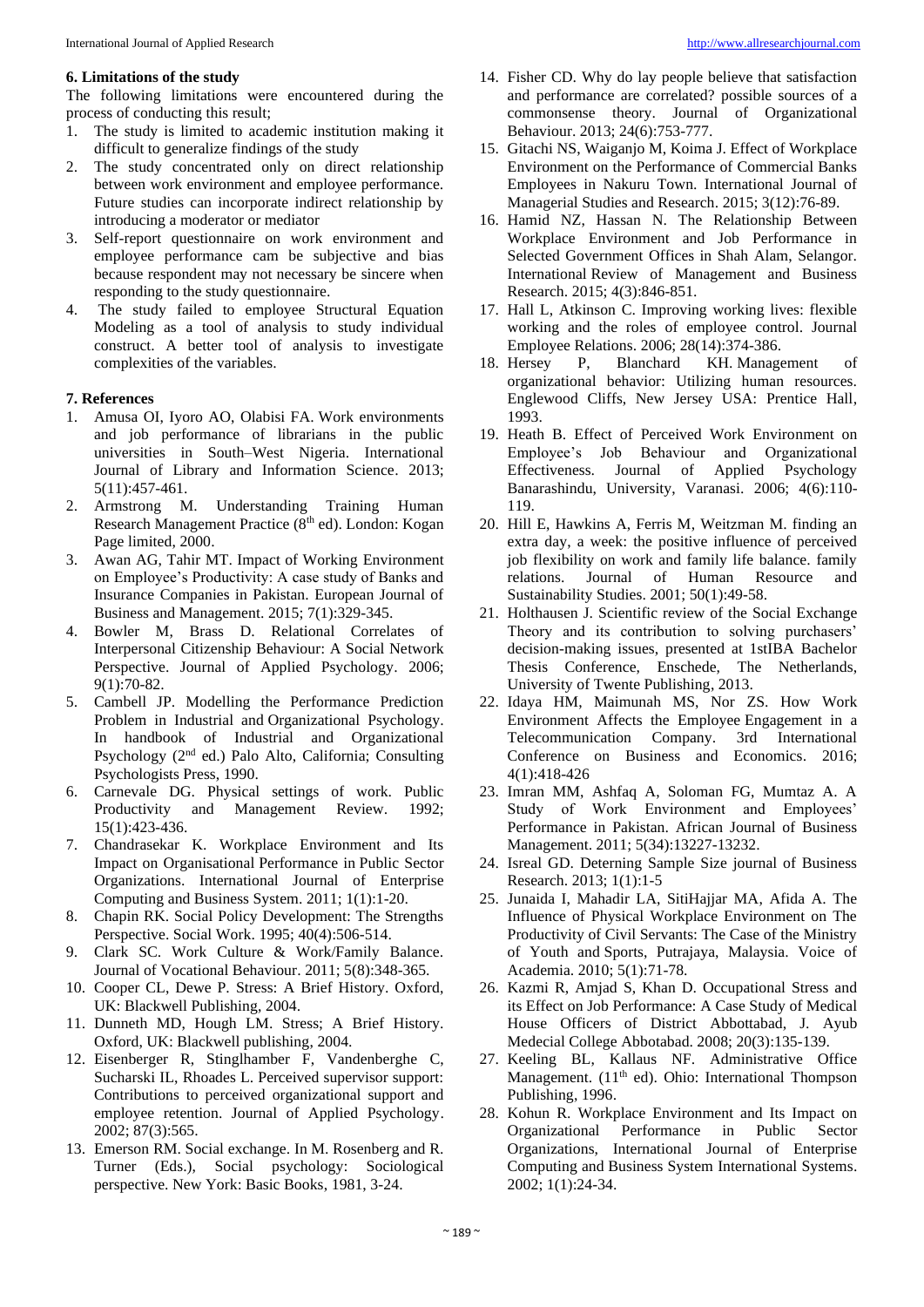### 6. Limitations of the study

The following limitations were encountered during the process of conducting this result;

1. The study is limited to academic institution making it difficult to generalize findings of the study
2. The study concentrated only on direct relationship between work environment and employee performance. Future studies can incorporate indirect relationship by introducing a moderator or mediator
3. Self-report questionnaire on work environment and employee performance cam be subjective and bias because respondent may not necessary be sincere when responding to the study questionnaire.
4. The study failed to employee Structural Equation Modeling as a tool of analysis to study individual construct. A better tool of analysis to investigate complexities of the variables.

### 7. References

1. Amusa OI, Iyoro AO, Olabisi FA. Work environments and job performance of librarians in the public universities in South–West Nigeria. International Journal of Library and Information Science. 2013; 5(11):457-461.
2. Armstrong M. Understanding Training Human Research Management Practice (8th ed). London: Kogan Page limited, 2000.
3. Awan AG, Tahir MT. Impact of Working Environment on Employee's Productivity: A case study of Banks and Insurance Companies in Pakistan. European Journal of Business and Management. 2015; 7(1):329-345.
4. Bowler M, Brass D. Relational Correlates of Interpersonal Citizenship Behaviour: A Social Network Perspective. Journal of Applied Psychology. 2006; 9(1):70-82.
5. Cambell JP. Modelling the Performance Prediction Problem in Industrial and Organizational Psychology. In handbook of Industrial and Organizational Psychology (2nd ed.) Palo Alto, California; Consulting Psychologists Press, 1990.
6. Carnevale DG. Physical settings of work. Public Productivity and Management Review. 1992; 15(1):423-436.
7. Chandrasekar K. Workplace Environment and Its Impact on Organisational Performance in Public Sector Organizations. International Journal of Enterprise Computing and Business System. 2011; 1(1):1-20.
8. Chapin RK. Social Policy Development: The Strengths Perspective. Social Work. 1995; 40(4):506-514.
9. Clark SC. Work Culture & Work/Family Balance. Journal of Vocational Behaviour. 2011; 5(8):348-365.
10. Cooper CL, Dewe P. Stress: A Brief History. Oxford, UK: Blackwell Publishing, 2004.
11. Dunneth MD, Hough LM. Stress; A Brief History. Oxford, UK: Blackwell publishing, 2004.
12. Eisenberger R, Stinglhamber F, Vandenberghe C, Sucharski IL, Rhoades L. Perceived supervisor support: Contributions to perceived organizational support and employee retention. Journal of Applied Psychology. 2002; 87(3):565.
13. Emerson RM. Social exchange. In M. Rosenberg and R. Turner (Eds.), Social psychology: Sociological perspective. New York: Basic Books, 1981, 3-24.
14. Fisher CD. Why do lay people believe that satisfaction and performance are correlated? possible sources of a commonsense theory. Journal of Organizational Behaviour. 2013; 24(6):753-777.
15. Gitachi NS, Waiganjo M, Koima J. Effect of Workplace Environment on the Performance of Commercial Banks Employees in Nakuru Town. International Journal of Managerial Studies and Research. 2015; 3(12):76-89.
16. Hamid NZ, Hassan N. The Relationship Between Workplace Environment and Job Performance in Selected Government Offices in Shah Alam, Selangor. International Review of Management and Business Research. 2015; 4(3):846-851.
17. Hall L, Atkinson C. Improving working lives: flexible working and the roles of employee control. Journal Employee Relations. 2006; 28(14):374-386.
18. Hersey P, Blanchard KH. Management of organizational behavior: Utilizing human resources. Englewood Cliffs, New Jersey USA: Prentice Hall, 1993.
19. Heath B. Effect of Perceived Work Environment on Employee's Job Behaviour and Organizational Effectiveness. Journal of Applied Psychology Banarashindu, University, Varanasi. 2006; 4(6):110-119.
20. Hill E, Hawkins A, Ferris M, Weitzman M. finding an extra day, a week: the positive influence of perceived job flexibility on work and family life balance. family relations. Journal of Human Resource and Sustainability Studies. 2001; 50(1):49-58.
21. Holthausen J. Scientific review of the Social Exchange Theory and its contribution to solving purchasers' decision-making issues, presented at 1stIBA Bachelor Thesis Conference, Enschede, The Netherlands, University of Twente Publishing, 2013.
22. Idaya HM, Maimunah MS, Nor ZS. How Work Environment Affects the Employee Engagement in a Telecommunication Company. 3rd International Conference on Business and Economics. 2016; 4(1):418-426
23. Imran MM, Ashfaq A, Soloman FG, Mumtaz A. A Study of Work Environment and Employees' Performance in Pakistan. African Journal of Business Management. 2011; 5(34):13227-13232.
24. Isreal GD. Determing Sample Size journal of Business Research. 2013; 1(1):1-5
25. Junaida I, Mahadir LA, SitiHajjar MA, Afida A. The Influence of Physical Workplace Environment on The Productivity of Civil Servants: The Case of the Ministry of Youth and Sports, Putrajaya, Malaysia. Voice of Academia. 2010; 5(1):71-78.
26. Kazmi R, Amjad S, Khan D. Occupational Stress and its Effect on Job Performance: A Case Study of Medical House Officers of District Abbottabad, J. Ayub Medecial College Abbotabad. 2008; 20(3):135-139.
27. Keeling BL, Kallaus NF. Administrative Office Management. (11th ed). Ohio: International Thompson Publishing, 1996.
28. Kohun R. Workplace Environment and Its Impact on Organizational Performance in Public Sector Organizations, International Journal of Enterprise Computing and Business System International Systems. 2002; 1(1):24-34.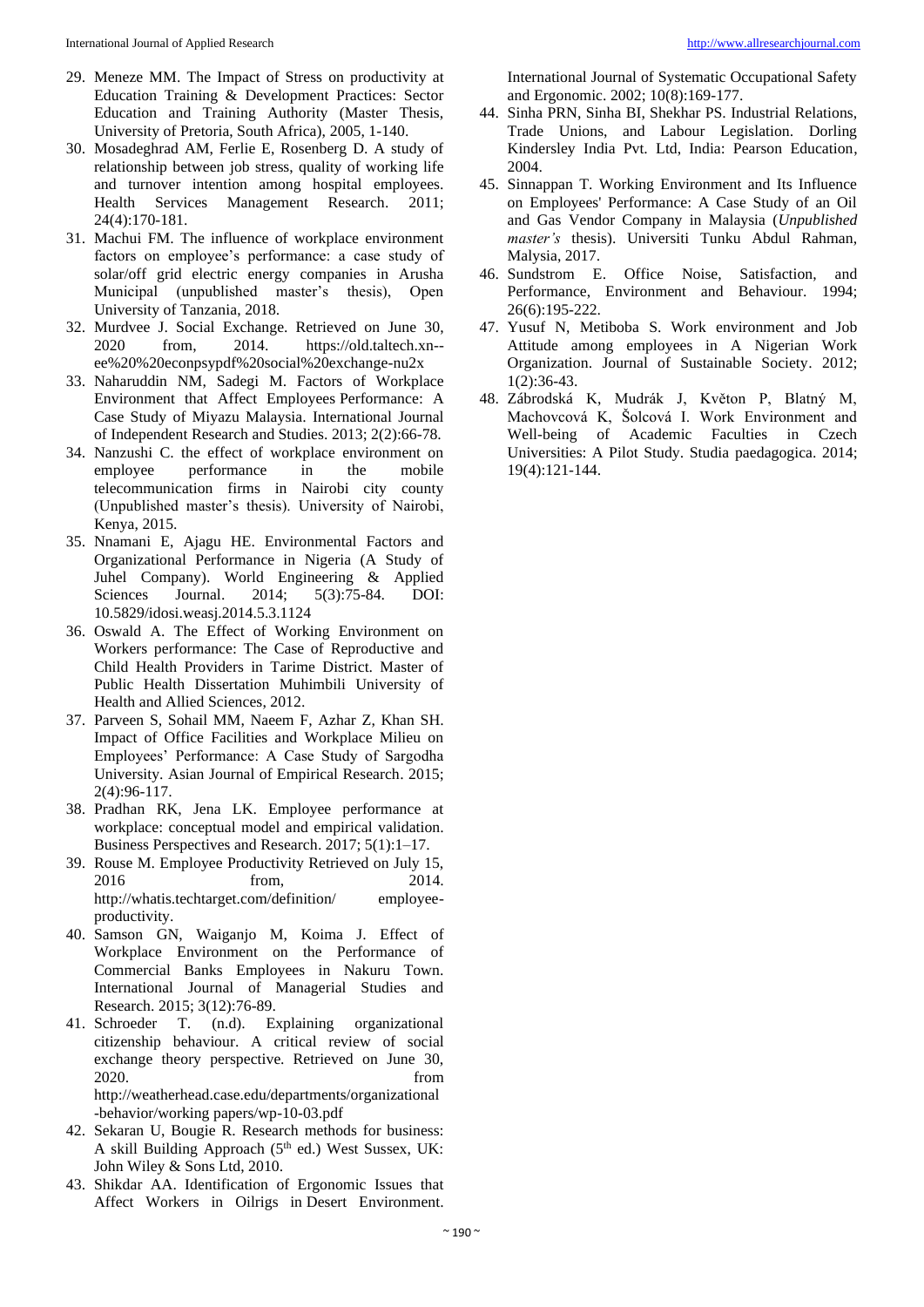29. Meneze MM. The Impact of Stress on productivity at Education Training & Development Practices: Sector Education and Training Authority (Master Thesis, University of Pretoria, South Africa), 2005, 1-140.
30. Mosadeghrad AM, Ferlie E, Rosenberg D. A study of relationship between job stress, quality of working life and turnover intention among hospital employees. Health Services Management Research. 2011; 24(4):170-181.
31. Machui FM. The influence of workplace environment factors on employee's performance: a case study of solar/off grid electric energy companies in Arusha Municipal (unpublished master's thesis), Open University of Tanzania, 2018.
32. Murdvee J. Social Exchange. Retrieved on June 30, 2020 from, 2014. https://old.taltech.xn--ee%20%20econpsypdf%20social%20exchange-nu2x
33. Naharuddin NM, Sadegi M. Factors of Workplace Environment that Affect Employees Performance: A Case Study of Miyazu Malaysia. International Journal of Independent Research and Studies. 2013; 2(2):66-78.
34. Nanzushi C. the effect of workplace environment on employee performance in the mobile telecommunication firms in Nairobi city county (Unpublished master's thesis). University of Nairobi, Kenya, 2015.
35. Nnamani E, Ajagu HE. Environmental Factors and Organizational Performance in Nigeria (A Study of Juhel Company). World Engineering & Applied Sciences Journal. 2014; 5(3):75-84. DOI: 10.5829/idosi.weasj.2014.5.3.1124
36. Oswald A. The Effect of Working Environment on Workers performance: The Case of Reproductive and Child Health Providers in Tarime District. Master of Public Health Dissertation Muhimbili University of Health and Allied Sciences, 2012.
37. Parveen S, Sohail MM, Naeem F, Azhar Z, Khan SH. Impact of Office Facilities and Workplace Milieu on Employees' Performance: A Case Study of Sargodha University. Asian Journal of Empirical Research. 2015; 2(4):96-117.
38. Pradhan RK, Jena LK. Employee performance at workplace: conceptual model and empirical validation. Business Perspectives and Research. 2017; 5(1):1–17.
39. Rouse M. Employee Productivity Retrieved on July 15, 2016 from, 2014. http://whatis.techtarget.com/definition/ employee-productivity.
40. Samson GN, Waiganjo M, Koima J. Effect of Workplace Environment on the Performance of Commercial Banks Employees in Nakuru Town. International Journal of Managerial Studies and Research. 2015; 3(12):76-89.
41. Schroeder T. (n.d). Explaining organizational citizenship behaviour. A critical review of social exchange theory perspective. Retrieved on June 30, 2020. from http://weatherhead.case.edu/departments/organizational-behavior/working papers/wp-10-03.pdf
42. Sekaran U, Bougie R. Research methods for business: A skill Building Approach (5th ed.) West Sussex, UK: John Wiley & Sons Ltd, 2010.
43. Shikdar AA. Identification of Ergonomic Issues that Affect Workers in Oilrigs in Desert Environment. International Journal of Systematic Occupational Safety and Ergonomic. 2002; 10(8):169-177.
44. Sinha PRN, Sinha BI, Shekhar PS. Industrial Relations, Trade Unions, and Labour Legislation. Dorling Kindersley India Pvt. Ltd, India: Pearson Education, 2004.
45. Sinnappan T. Working Environment and Its Influence on Employees' Performance: A Case Study of an Oil and Gas Vendor Company in Malaysia (*Unpublished master's* thesis). Universiti Tunku Abdul Rahman, Malysia, 2017.
46. Sundstrom E. Office Noise, Satisfaction, and Performance, Environment and Behaviour. 1994; 26(6):195-222.
47. Yusuf N, Metiboba S. Work environment and Job Attitude among employees in A Nigerian Work Organization. Journal of Sustainable Society. 2012; 1(2):36-43.
48. Zábrodská K, Mudrák J, Květon P, Blatný M, Machovcová K, Šolcová I. Work Environment and Well-being of Academic Faculties in Czech Universities: A Pilot Study. Studia paedagogica. 2014; 19(4):121-144.